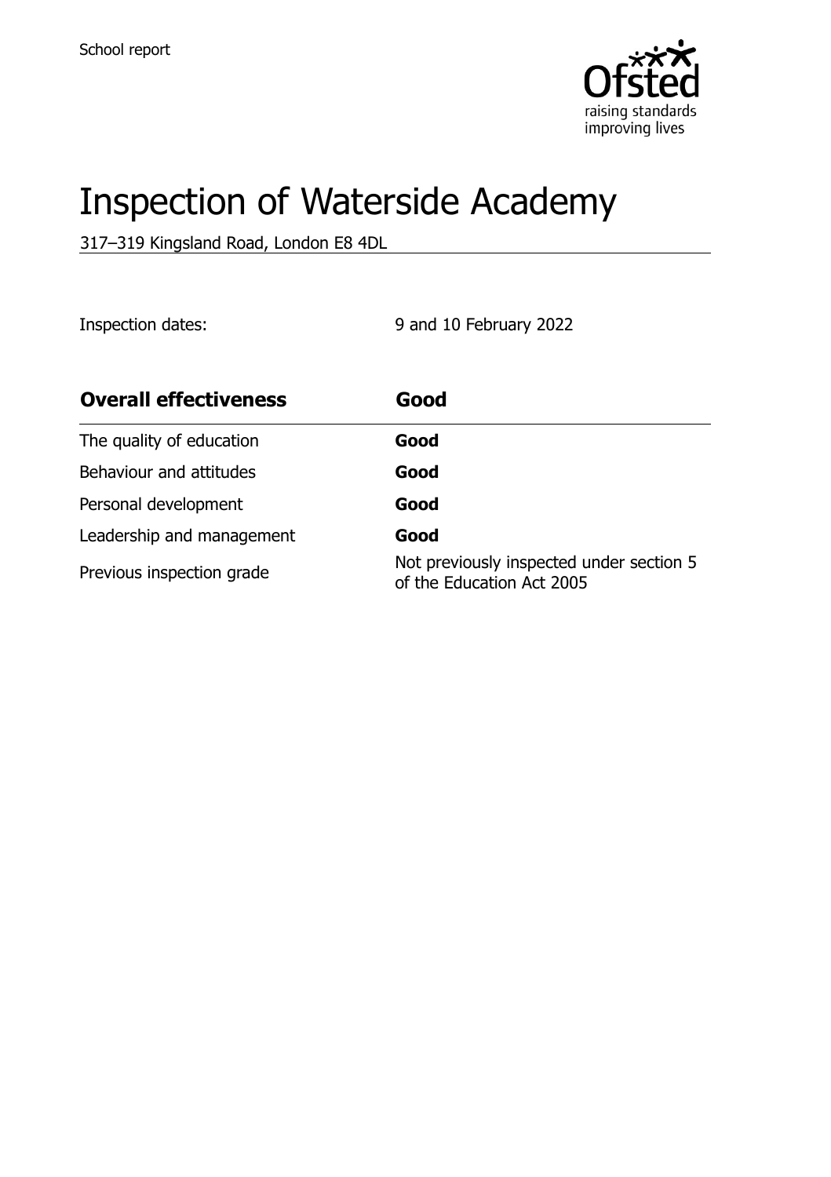School report

# Inspection of Waterside Academy

317–319 Kingsland Road, London E8 4DL

Inspection dates: 9 and 10 February 2022

| Overall effectiveness | Good |
| --- | --- |
| The quality of education | **Good** |
| Behaviour and attitudes | **Good** |
| Personal development | **Good** |
| Leadership and management | **Good** |
| Previous inspection grade | Not previously inspected under section 5 of the Education Act 2005 |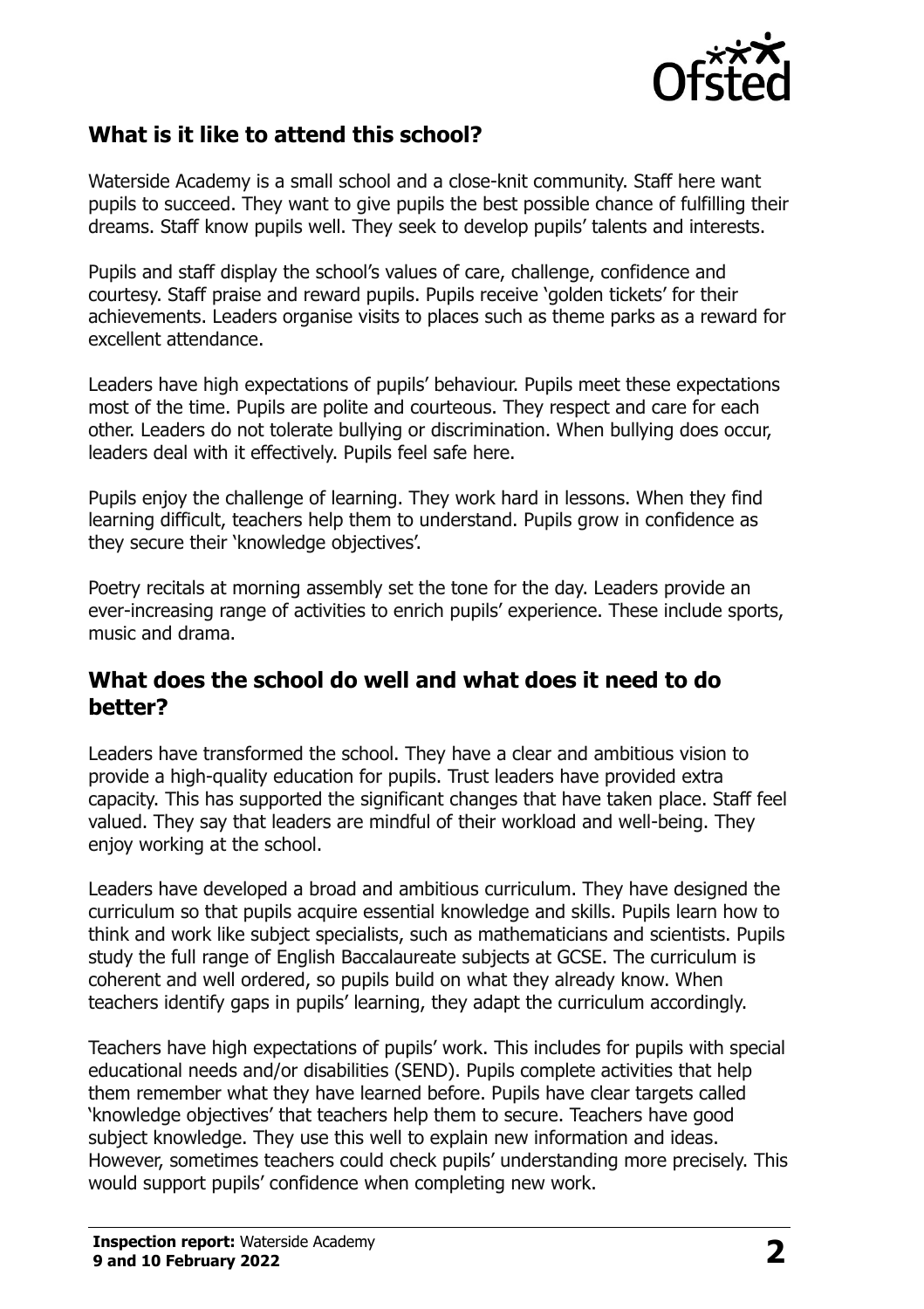## What is it like to attend this school?

Waterside Academy is a small school and a close-knit community. Staff here want pupils to succeed. They want to give pupils the best possible chance of fulfilling their dreams. Staff know pupils well. They seek to develop pupils' talents and interests.

Pupils and staff display the school's values of care, challenge, confidence and courtesy. Staff praise and reward pupils. Pupils receive 'golden tickets' for their achievements. Leaders organise visits to places such as theme parks as a reward for excellent attendance.

Leaders have high expectations of pupils' behaviour. Pupils meet these expectations most of the time. Pupils are polite and courteous. They respect and care for each other. Leaders do not tolerate bullying or discrimination. When bullying does occur, leaders deal with it effectively. Pupils feel safe here.

Pupils enjoy the challenge of learning. They work hard in lessons. When they find learning difficult, teachers help them to understand. Pupils grow in confidence as they secure their 'knowledge objectives'.

Poetry recitals at morning assembly set the tone for the day. Leaders provide an ever-increasing range of activities to enrich pupils' experience. These include sports, music and drama.

## What does the school do well and what does it need to do better?

Leaders have transformed the school. They have a clear and ambitious vision to provide a high-quality education for pupils. Trust leaders have provided extra capacity. This has supported the significant changes that have taken place. Staff feel valued. They say that leaders are mindful of their workload and well-being. They enjoy working at the school.

Leaders have developed a broad and ambitious curriculum. They have designed the curriculum so that pupils acquire essential knowledge and skills. Pupils learn how to think and work like subject specialists, such as mathematicians and scientists. Pupils study the full range of English Baccalaureate subjects at GCSE. The curriculum is coherent and well ordered, so pupils build on what they already know. When teachers identify gaps in pupils' learning, they adapt the curriculum accordingly.

Teachers have high expectations of pupils' work. This includes for pupils with special educational needs and/or disabilities (SEND). Pupils complete activities that help them remember what they have learned before. Pupils have clear targets called 'knowledge objectives' that teachers help them to secure. Teachers have good subject knowledge. They use this well to explain new information and ideas. However, sometimes teachers could check pupils' understanding more precisely. This would support pupils' confidence when completing new work.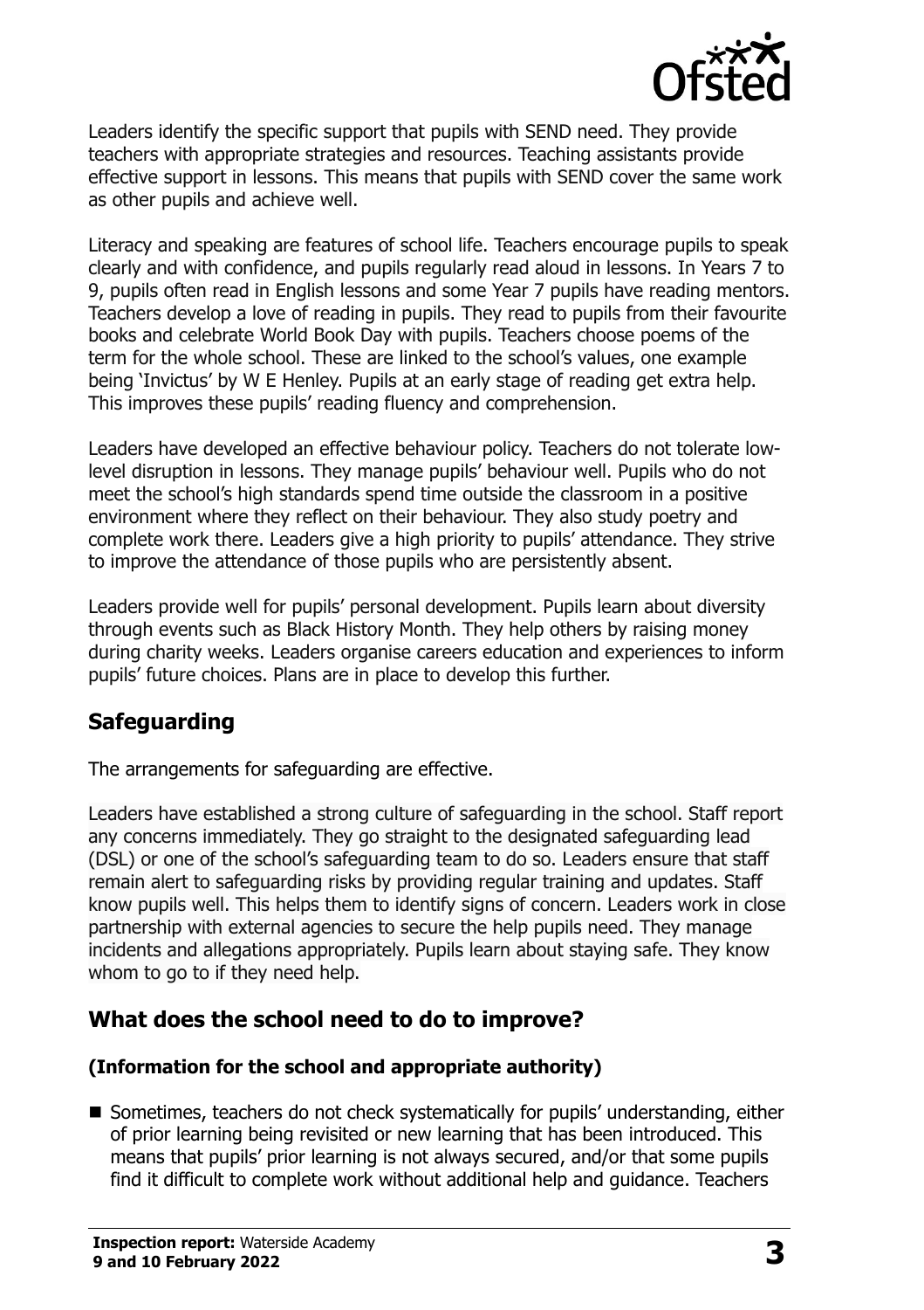Leaders identify the specific support that pupils with SEND need. They provide teachers with appropriate strategies and resources. Teaching assistants provide effective support in lessons. This means that pupils with SEND cover the same work as other pupils and achieve well.

Literacy and speaking are features of school life. Teachers encourage pupils to speak clearly and with confidence, and pupils regularly read aloud in lessons. In Years 7 to 9, pupils often read in English lessons and some Year 7 pupils have reading mentors. Teachers develop a love of reading in pupils. They read to pupils from their favourite books and celebrate World Book Day with pupils. Teachers choose poems of the term for the whole school. These are linked to the school's values, one example being 'Invictus' by W E Henley. Pupils at an early stage of reading get extra help. This improves these pupils' reading fluency and comprehension.

Leaders have developed an effective behaviour policy. Teachers do not tolerate low-level disruption in lessons. They manage pupils' behaviour well. Pupils who do not meet the school's high standards spend time outside the classroom in a positive environment where they reflect on their behaviour. They also study poetry and complete work there. Leaders give a high priority to pupils' attendance. They strive to improve the attendance of those pupils who are persistently absent.

Leaders provide well for pupils' personal development. Pupils learn about diversity through events such as Black History Month. They help others by raising money during charity weeks. Leaders organise careers education and experiences to inform pupils' future choices. Plans are in place to develop this further.

## Safeguarding

The arrangements for safeguarding are effective.

Leaders have established a strong culture of safeguarding in the school. Staff report any concerns immediately. They go straight to the designated safeguarding lead (DSL) or one of the school's safeguarding team to do so. Leaders ensure that staff remain alert to safeguarding risks by providing regular training and updates. Staff know pupils well. This helps them to identify signs of concern. Leaders work in close partnership with external agencies to secure the help pupils need. They manage incidents and allegations appropriately. Pupils learn about staying safe. They know whom to go to if they need help.

## What does the school need to do to improve?

### (Information for the school and appropriate authority)

- Sometimes, teachers do not check systematically for pupils' understanding, either of prior learning being revisited or new learning that has been introduced. This means that pupils' prior learning is not always secured, and/or that some pupils find it difficult to complete work without additional help and guidance. Teachers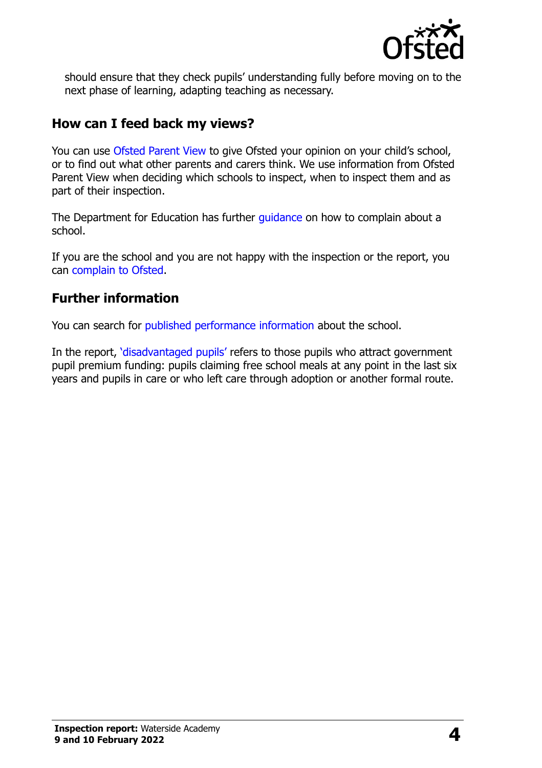should ensure that they check pupils' understanding fully before moving on to the next phase of learning, adapting teaching as necessary.

## How can I feed back my views?

You can use Ofsted Parent View to give Ofsted your opinion on your child's school, or to find out what other parents and carers think. We use information from Ofsted Parent View when deciding which schools to inspect, when to inspect them and as part of their inspection.

The Department for Education has further guidance on how to complain about a school.

If you are the school and you are not happy with the inspection or the report, you can complain to Ofsted.

## Further information

You can search for published performance information about the school.

In the report, 'disadvantaged pupils' refers to those pupils who attract government pupil premium funding: pupils claiming free school meals at any point in the last six years and pupils in care or who left care through adoption or another formal route.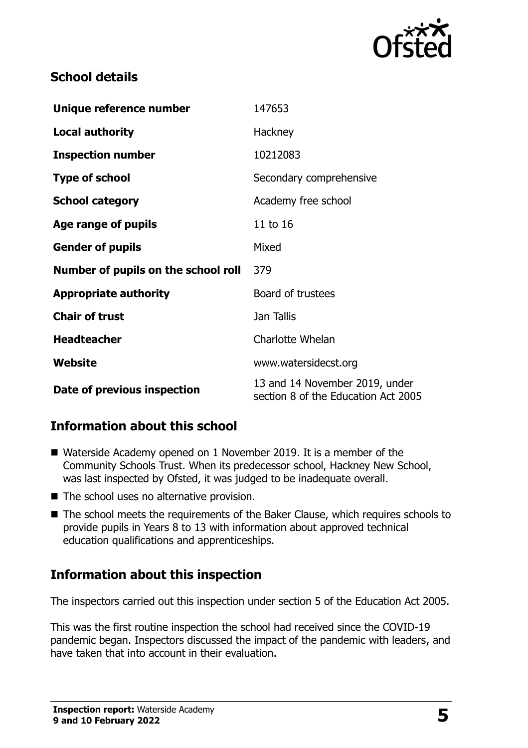## School details

| Unique reference number | 147653 |
| --- | --- |
| Local authority | Hackney |
| Inspection number | 10212083 |
| Type of school | Secondary comprehensive |
| School category | Academy free school |
| Age range of pupils | 11 to 16 |
| Gender of pupils | Mixed |
| Number of pupils on the school roll | 379 |
| Appropriate authority | Board of trustees |
| Chair of trust | Jan Tallis |
| Headteacher | Charlotte Whelan |
| Website | www.watersidecst.org |
| Date of previous inspection | 13 and 14 November 2019, under section 8 of the Education Act 2005 |

## Information about this school

- Waterside Academy opened on 1 November 2019. It is a member of the Community Schools Trust. When its predecessor school, Hackney New School, was last inspected by Ofsted, it was judged to be inadequate overall.
- The school uses no alternative provision.
- The school meets the requirements of the Baker Clause, which requires schools to provide pupils in Years 8 to 13 with information about approved technical education qualifications and apprenticeships.

## Information about this inspection

The inspectors carried out this inspection under section 5 of the Education Act 2005.

This was the first routine inspection the school had received since the COVID-19 pandemic began. Inspectors discussed the impact of the pandemic with leaders, and have taken that into account in their evaluation.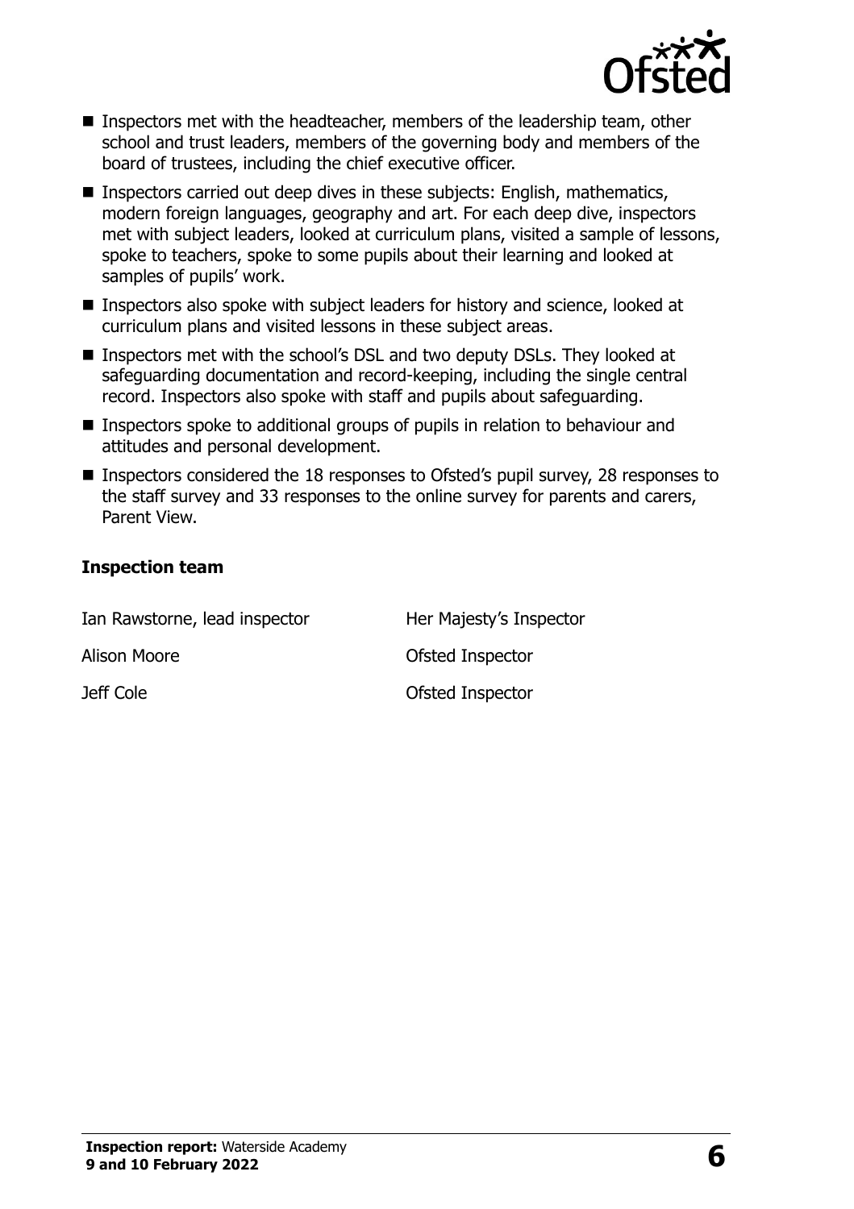- Inspectors met with the headteacher, members of the leadership team, other school and trust leaders, members of the governing body and members of the board of trustees, including the chief executive officer.
- Inspectors carried out deep dives in these subjects: English, mathematics, modern foreign languages, geography and art. For each deep dive, inspectors met with subject leaders, looked at curriculum plans, visited a sample of lessons, spoke to teachers, spoke to some pupils about their learning and looked at samples of pupils' work.
- Inspectors also spoke with subject leaders for history and science, looked at curriculum plans and visited lessons in these subject areas.
- Inspectors met with the school's DSL and two deputy DSLs. They looked at safeguarding documentation and record-keeping, including the single central record. Inspectors also spoke with staff and pupils about safeguarding.
- Inspectors spoke to additional groups of pupils in relation to behaviour and attitudes and personal development.
- Inspectors considered the 18 responses to Ofsted's pupil survey, 28 responses to the staff survey and 33 responses to the online survey for parents and carers, Parent View.

### Inspection team

| | |
|---|---|
| Ian Rawstorne, lead inspector | Her Majesty's Inspector |
| Alison Moore | Ofsted Inspector |
| Jeff Cole | Ofsted Inspector |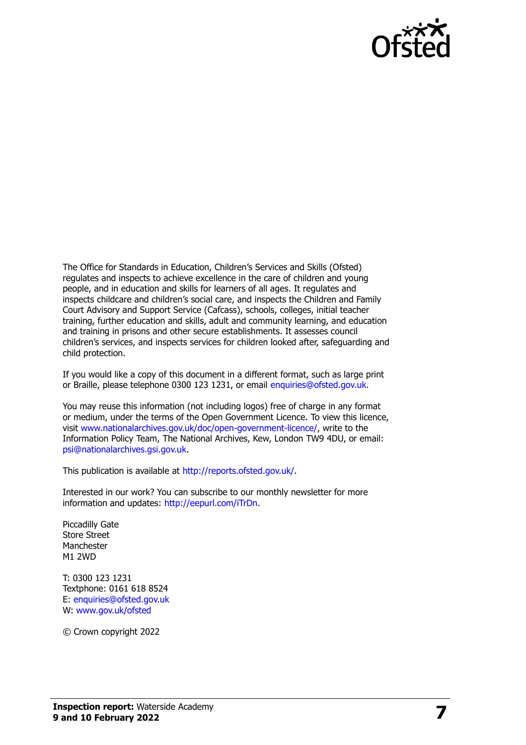The Office for Standards in Education, Children's Services and Skills (Ofsted) regulates and inspects to achieve excellence in the care of children and young people, and in education and skills for learners of all ages. It regulates and inspects childcare and children's social care, and inspects the Children and Family Court Advisory and Support Service (Cafcass), schools, colleges, initial teacher training, further education and skills, adult and community learning, and education and training in prisons and other secure establishments. It assesses council children's services, and inspects services for children looked after, safeguarding and child protection.

If you would like a copy of this document in a different format, such as large print or Braille, please telephone 0300 123 1231, or email enquiries@ofsted.gov.uk.

You may reuse this information (not including logos) free of charge in any format or medium, under the terms of the Open Government Licence. To view this licence, visit www.nationalarchives.gov.uk/doc/open-government-licence/, write to the Information Policy Team, The National Archives, Kew, London TW9 4DU, or email: psi@nationalarchives.gsi.gov.uk.

This publication is available at http://reports.ofsted.gov.uk/.

Interested in our work? You can subscribe to our monthly newsletter for more information and updates: http://eepurl.com/iTrDn.

Piccadilly Gate
Store Street
Manchester
M1 2WD

T: 0300 123 1231
Textphone: 0161 618 8524
E: enquiries@ofsted.gov.uk
W: www.gov.uk/ofsted

© Crown copyright 2022